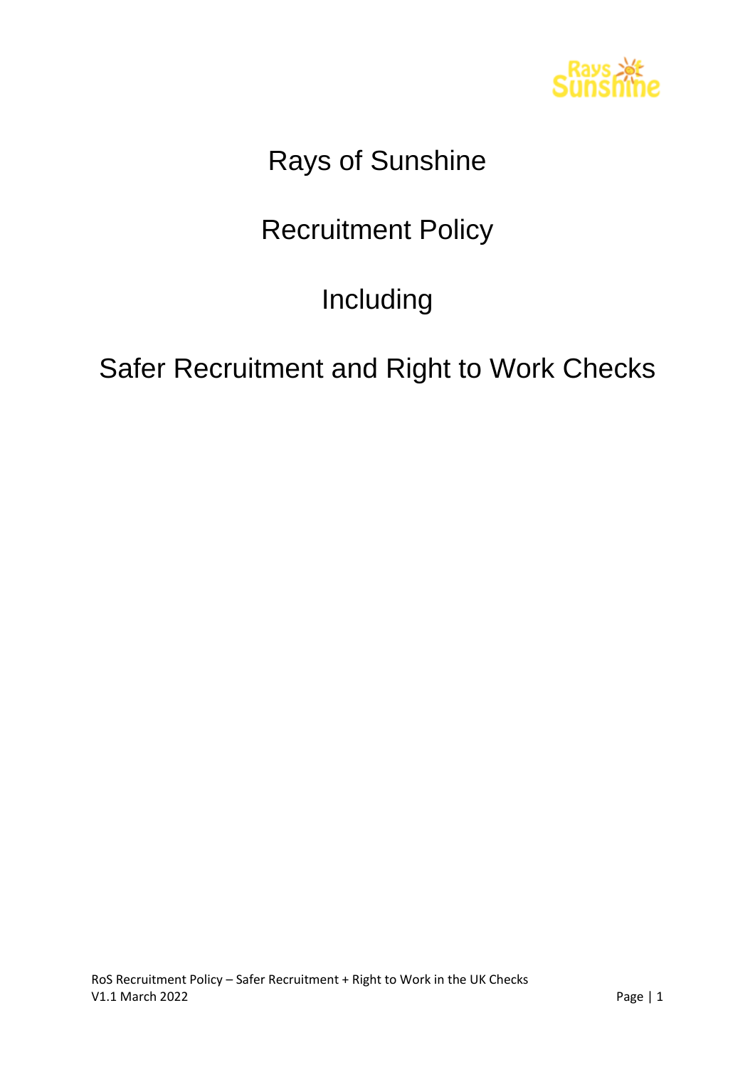# Rays of Sunshine

# Recruitment Policy

# Including

# Safer Recruitment and Right to Work Checks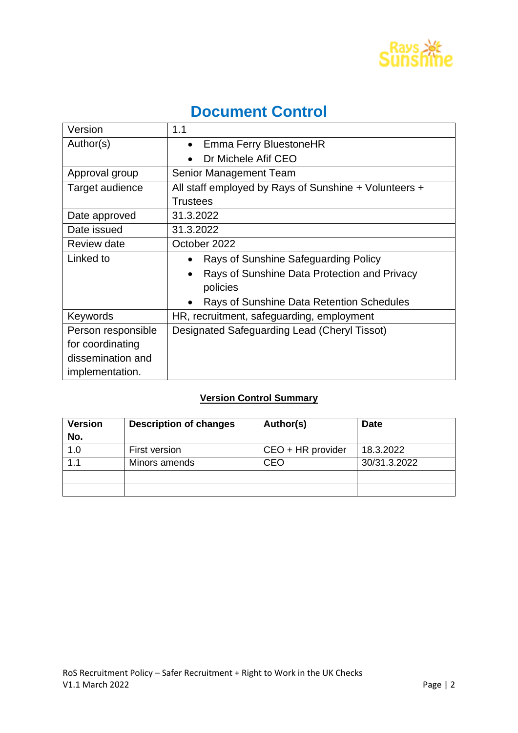# Document Control

| Version | 1.1 |
|---|---|
| Author(s) | • Emma Ferry BluestoneHR<br>• Dr Michele Afif CEO |
| Approval group | Senior Management Team |
| Target audience | All staff employed by Rays of Sunshine + Volunteers + Trustees |
| Date approved | 31.3.2022 |
| Date issued | 31.3.2022 |
| Review date | October 2022 |
| Linked to | • Rays of Sunshine Safeguarding Policy<br>• Rays of Sunshine Data Protection and Privacy policies<br>• Rays of Sunshine Data Retention Schedules |
| Keywords | HR, recruitment, safeguarding, employment |
| Person responsible for coordinating dissemination and implementation. | Designated Safeguarding Lead (Cheryl Tissot) |

## Version Control Summary

| Version No. | Description of changes | Author(s) | Date |
|---|---|---|---|
| 1.0 | First version | CEO + HR provider | 18.3.2022 |
| 1.1 | Minors amends | CEO | 30/31.3.2022 |
| | | | |
| | | | |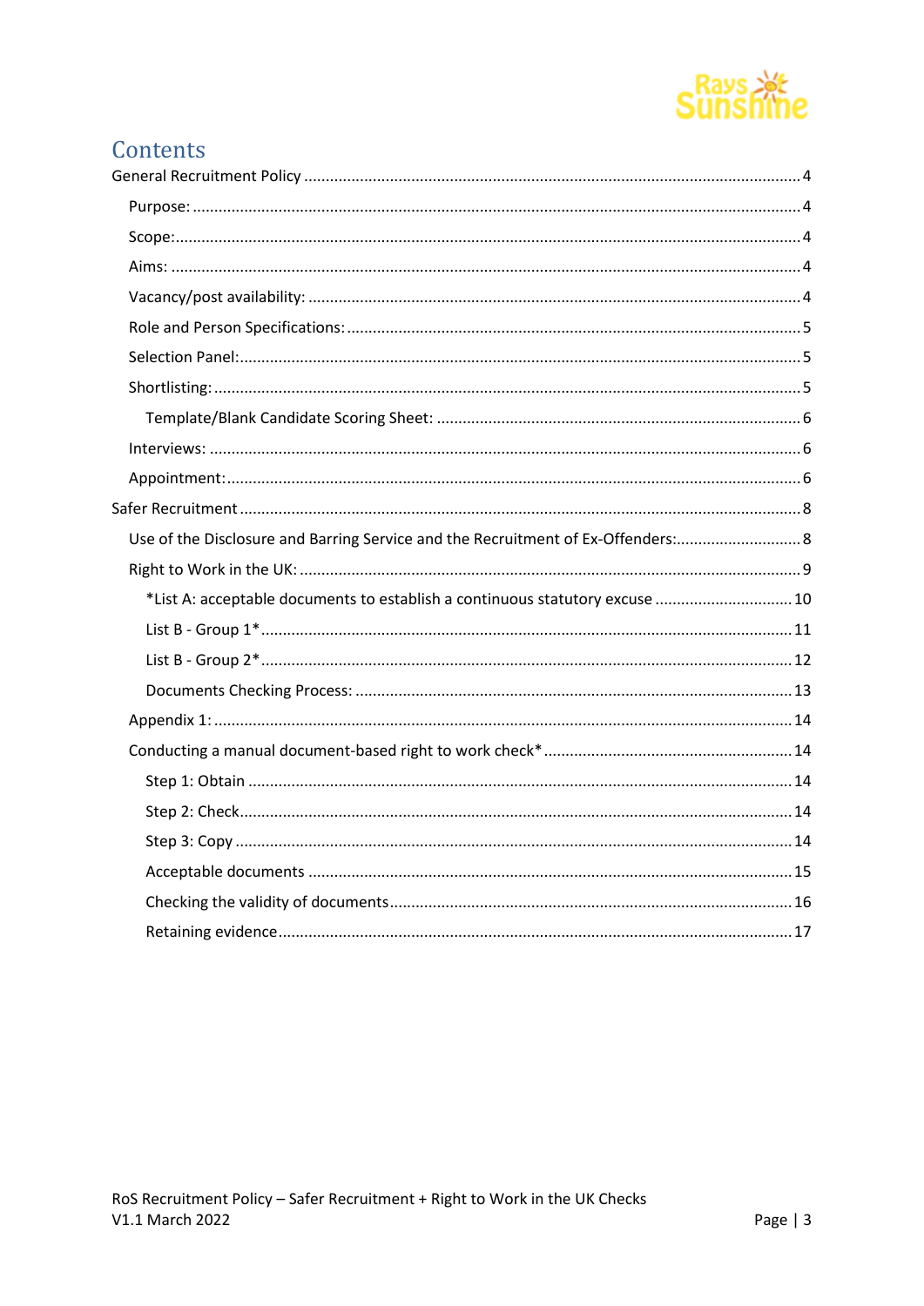# Contents

- General Recruitment Policy .......... 4
  - Purpose: .......... 4
  - Scope: .......... 4
  - Aims: .......... 4
  - Vacancy/post availability: .......... 4
  - Role and Person Specifications: .......... 5
  - Selection Panel: .......... 5
  - Shortlisting: .......... 5
    - Template/Blank Candidate Scoring Sheet: .......... 6
  - Interviews: .......... 6
  - Appointment: .......... 6
- Safer Recruitment .......... 8
  - Use of the Disclosure and Barring Service and the Recruitment of Ex-Offenders: .......... 8
  - Right to Work in the UK: .......... 9
    - *List A: acceptable documents to establish a continuous statutory excuse .......... 10
    - List B - Group 1* .......... 11
    - List B - Group 2* .......... 12
    - Documents Checking Process: .......... 13
  - Appendix 1: .......... 14
  - Conducting a manual document-based right to work check* .......... 14
    - Step 1: Obtain .......... 14
    - Step 2: Check .......... 14
    - Step 3: Copy .......... 14
    - Acceptable documents .......... 15
    - Checking the validity of documents .......... 16
    - Retaining evidence .......... 17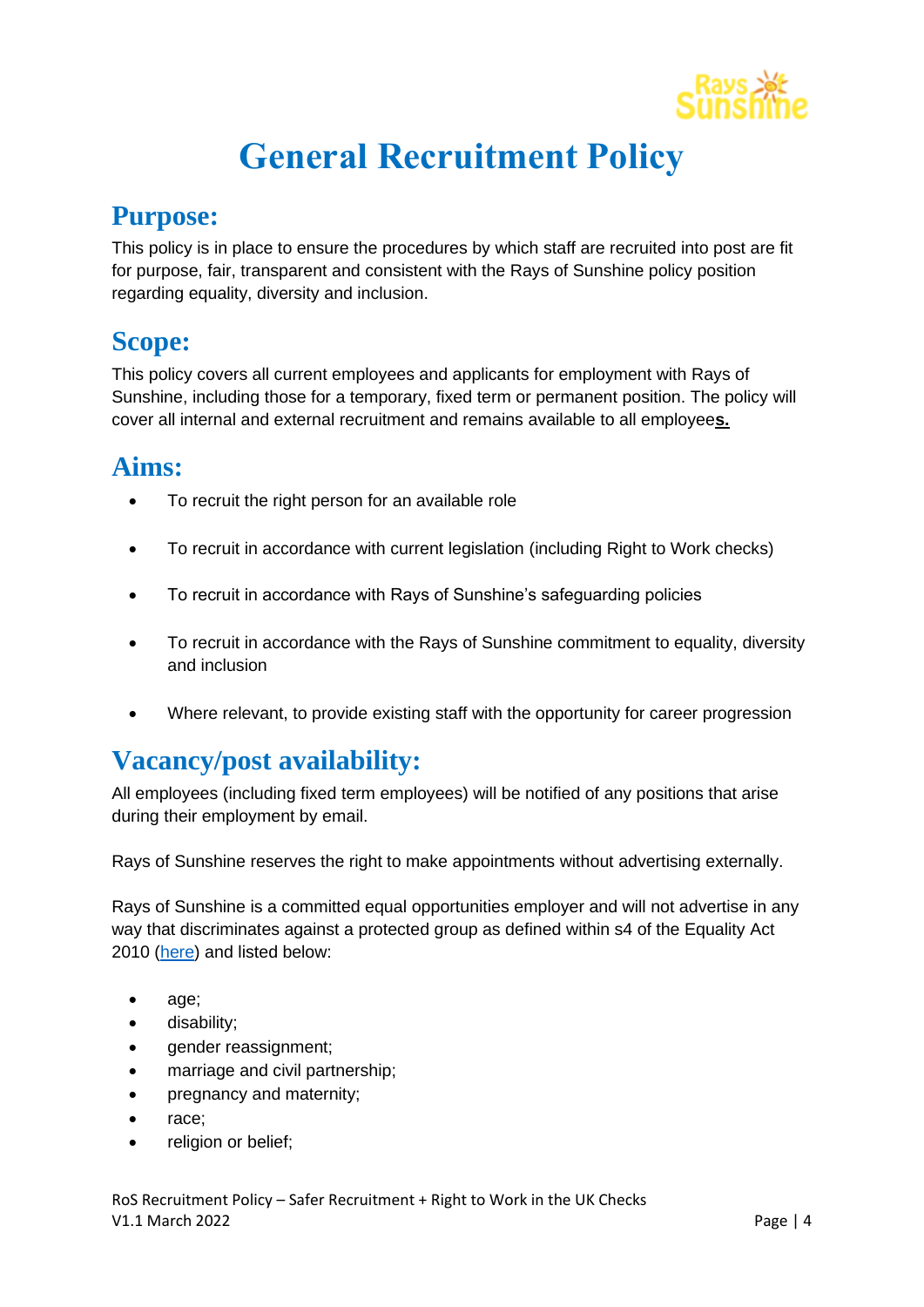# General Recruitment Policy

## Purpose:

This policy is in place to ensure the procedures by which staff are recruited into post are fit for purpose, fair, transparent and consistent with the Rays of Sunshine policy position regarding equality, diversity and inclusion.

## Scope:

This policy covers all current employees and applicants for employment with Rays of Sunshine, including those for a temporary, fixed term or permanent position. The policy will cover all internal and external recruitment and remains available to all employee**s.**

## Aims:

- To recruit the right person for an available role
- To recruit in accordance with current legislation (including Right to Work checks)
- To recruit in accordance with Rays of Sunshine's safeguarding policies
- To recruit in accordance with the Rays of Sunshine commitment to equality, diversity and inclusion
- Where relevant, to provide existing staff with the opportunity for career progression

## Vacancy/post availability:

All employees (including fixed term employees) will be notified of any positions that arise during their employment by email.

Rays of Sunshine reserves the right to make appointments without advertising externally.

Rays of Sunshine is a committed equal opportunities employer and will not advertise in any way that discriminates against a protected group as defined within s4 of the Equality Act 2010 (here) and listed below:

- age;
- disability;
- gender reassignment;
- marriage and civil partnership;
- pregnancy and maternity;
- race;
- religion or belief;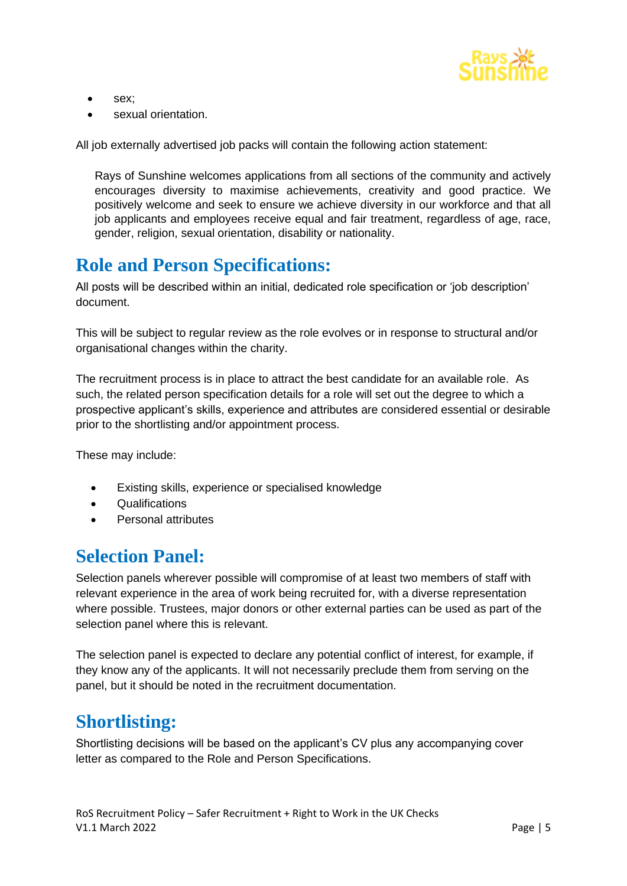- sex;
- sexual orientation.

All job externally advertised job packs will contain the following action statement:

> Rays of Sunshine welcomes applications from all sections of the community and actively encourages diversity to maximise achievements, creativity and good practice. We positively welcome and seek to ensure we achieve diversity in our workforce and that all job applicants and employees receive equal and fair treatment, regardless of age, race, gender, religion, sexual orientation, disability or nationality.

## Role and Person Specifications:

All posts will be described within an initial, dedicated role specification or 'job description' document.

This will be subject to regular review as the role evolves or in response to structural and/or organisational changes within the charity.

The recruitment process is in place to attract the best candidate for an available role. As such, the related person specification details for a role will set out the degree to which a prospective applicant's skills, experience and attributes are considered essential or desirable prior to the shortlisting and/or appointment process.

These may include:

- Existing skills, experience or specialised knowledge
- Qualifications
- Personal attributes

## Selection Panel:

Selection panels wherever possible will compromise of at least two members of staff with relevant experience in the area of work being recruited for, with a diverse representation where possible. Trustees, major donors or other external parties can be used as part of the selection panel where this is relevant.

The selection panel is expected to declare any potential conflict of interest, for example, if they know any of the applicants. It will not necessarily preclude them from serving on the panel, but it should be noted in the recruitment documentation.

## Shortlisting:

Shortlisting decisions will be based on the applicant's CV plus any accompanying cover letter as compared to the Role and Person Specifications.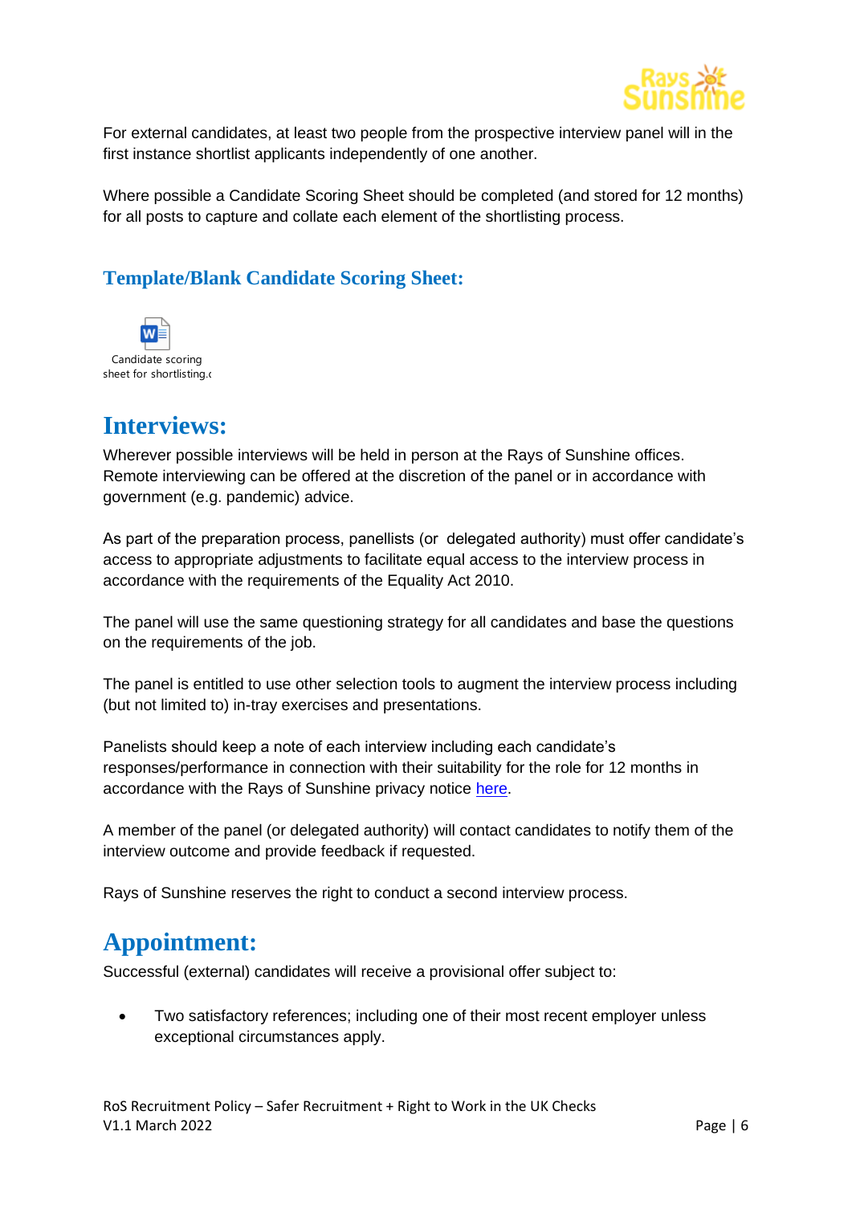For external candidates, at least two people from the prospective interview panel will in the first instance shortlist applicants independently of one another.

Where possible a Candidate Scoring Sheet should be completed (and stored for 12 months) for all posts to capture and collate each element of the shortlisting process.

### Template/Blank Candidate Scoring Sheet:

Candidate scoring sheet for shortlisting.d

## Interviews:

Wherever possible interviews will be held in person at the Rays of Sunshine offices. Remote interviewing can be offered at the discretion of the panel or in accordance with government (e.g. pandemic) advice.

As part of the preparation process, panellists (or delegated authority) must offer candidate's access to appropriate adjustments to facilitate equal access to the interview process in accordance with the requirements of the Equality Act 2010.

The panel will use the same questioning strategy for all candidates and base the questions on the requirements of the job.

The panel is entitled to use other selection tools to augment the interview process including (but not limited to) in-tray exercises and presentations.

Panelists should keep a note of each interview including each candidate's responses/performance in connection with their suitability for the role for 12 months in accordance with the Rays of Sunshine privacy notice here.

A member of the panel (or delegated authority) will contact candidates to notify them of the interview outcome and provide feedback if requested.

Rays of Sunshine reserves the right to conduct a second interview process.

## Appointment:

Successful (external) candidates will receive a provisional offer subject to:

- Two satisfactory references; including one of their most recent employer unless exceptional circumstances apply.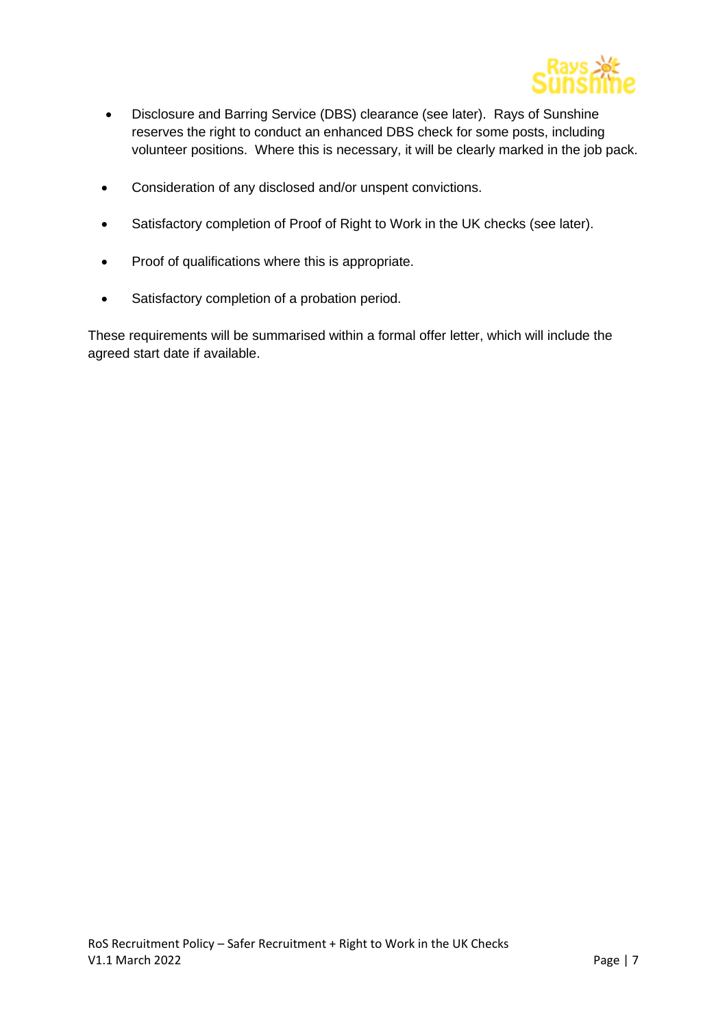- Disclosure and Barring Service (DBS) clearance (see later). Rays of Sunshine reserves the right to conduct an enhanced DBS check for some posts, including volunteer positions. Where this is necessary, it will be clearly marked in the job pack.
- Consideration of any disclosed and/or unspent convictions.
- Satisfactory completion of Proof of Right to Work in the UK checks (see later).
- Proof of qualifications where this is appropriate.
- Satisfactory completion of a probation period.

These requirements will be summarised within a formal offer letter, which will include the agreed start date if available.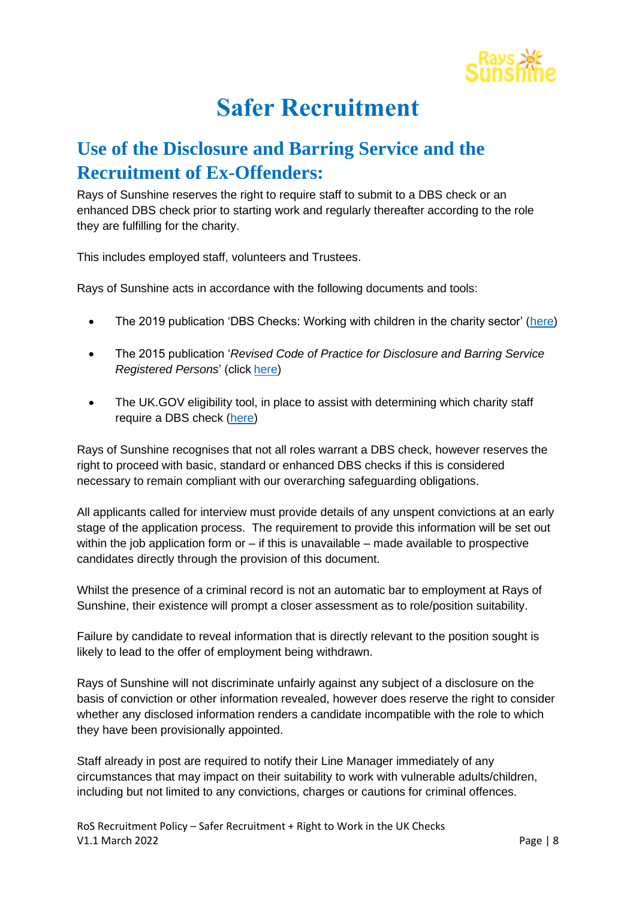# Safer Recruitment

## Use of the Disclosure and Barring Service and the Recruitment of Ex-Offenders:

Rays of Sunshine reserves the right to require staff to submit to a DBS check or an enhanced DBS check prior to starting work and regularly thereafter according to the role they are fulfilling for the charity.

This includes employed staff, volunteers and Trustees.

Rays of Sunshine acts in accordance with the following documents and tools:

- The 2019 publication 'DBS Checks: Working with children in the charity sector' (here)
- The 2015 publication '*Revised Code of Practice for Disclosure and Barring Service Registered Persons*' (click here)
- The UK.GOV eligibility tool, in place to assist with determining which charity staff require a DBS check (here)

Rays of Sunshine recognises that not all roles warrant a DBS check, however reserves the right to proceed with basic, standard or enhanced DBS checks if this is considered necessary to remain compliant with our overarching safeguarding obligations.

All applicants called for interview must provide details of any unspent convictions at an early stage of the application process. The requirement to provide this information will be set out within the job application form or – if this is unavailable – made available to prospective candidates directly through the provision of this document.

Whilst the presence of a criminal record is not an automatic bar to employment at Rays of Sunshine, their existence will prompt a closer assessment as to role/position suitability.

Failure by candidate to reveal information that is directly relevant to the position sought is likely to lead to the offer of employment being withdrawn.

Rays of Sunshine will not discriminate unfairly against any subject of a disclosure on the basis of conviction or other information revealed, however does reserve the right to consider whether any disclosed information renders a candidate incompatible with the role to which they have been provisionally appointed.

Staff already in post are required to notify their Line Manager immediately of any circumstances that may impact on their suitability to work with vulnerable adults/children, including but not limited to any convictions, charges or cautions for criminal offences.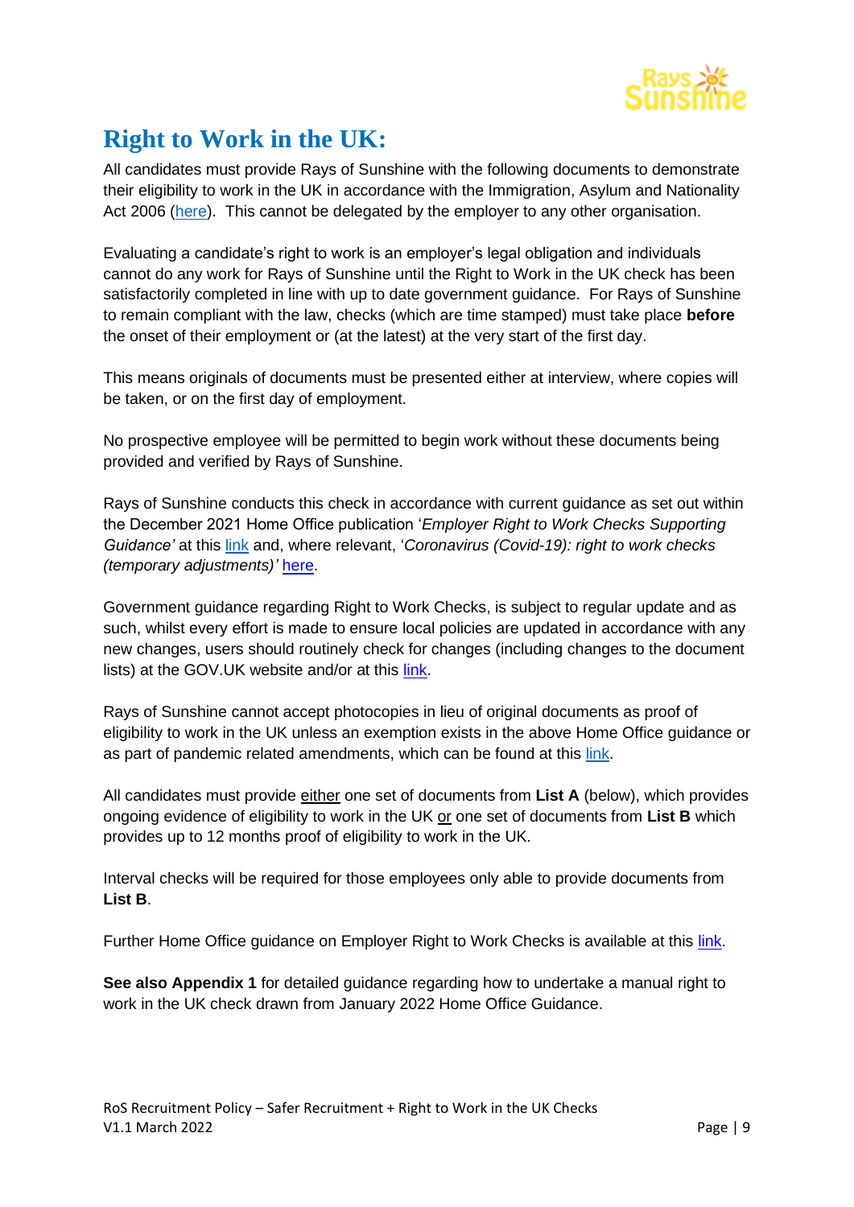# Right to Work in the UK:

All candidates must provide Rays of Sunshine with the following documents to demonstrate their eligibility to work in the UK in accordance with the Immigration, Asylum and Nationality Act 2006 (here). This cannot be delegated by the employer to any other organisation.

Evaluating a candidate's right to work is an employer's legal obligation and individuals cannot do any work for Rays of Sunshine until the Right to Work in the UK check has been satisfactorily completed in line with up to date government guidance. For Rays of Sunshine to remain compliant with the law, checks (which are time stamped) must take place **before** the onset of their employment or (at the latest) at the very start of the first day.

This means originals of documents must be presented either at interview, where copies will be taken, or on the first day of employment.

No prospective employee will be permitted to begin work without these documents being provided and verified by Rays of Sunshine.

Rays of Sunshine conducts this check in accordance with current guidance as set out within the December 2021 Home Office publication '*Employer Right to Work Checks Supporting Guidance'* at this link and, where relevant, '*Coronavirus (Covid-19): right to work checks (temporary adjustments)'* here.

Government guidance regarding Right to Work Checks, is subject to regular update and as such, whilst every effort is made to ensure local policies are updated in accordance with any new changes, users should routinely check for changes (including changes to the document lists) at the GOV.UK website and/or at this link.

Rays of Sunshine cannot accept photocopies in lieu of original documents as proof of eligibility to work in the UK unless an exemption exists in the above Home Office guidance or as part of pandemic related amendments, which can be found at this link.

All candidates must provide either one set of documents from **List A** (below), which provides ongoing evidence of eligibility to work in the UK or one set of documents from **List B** which provides up to 12 months proof of eligibility to work in the UK.

Interval checks will be required for those employees only able to provide documents from **List B**.

Further Home Office guidance on Employer Right to Work Checks is available at this link.

**See also Appendix 1** for detailed guidance regarding how to undertake a manual right to work in the UK check drawn from January 2022 Home Office Guidance.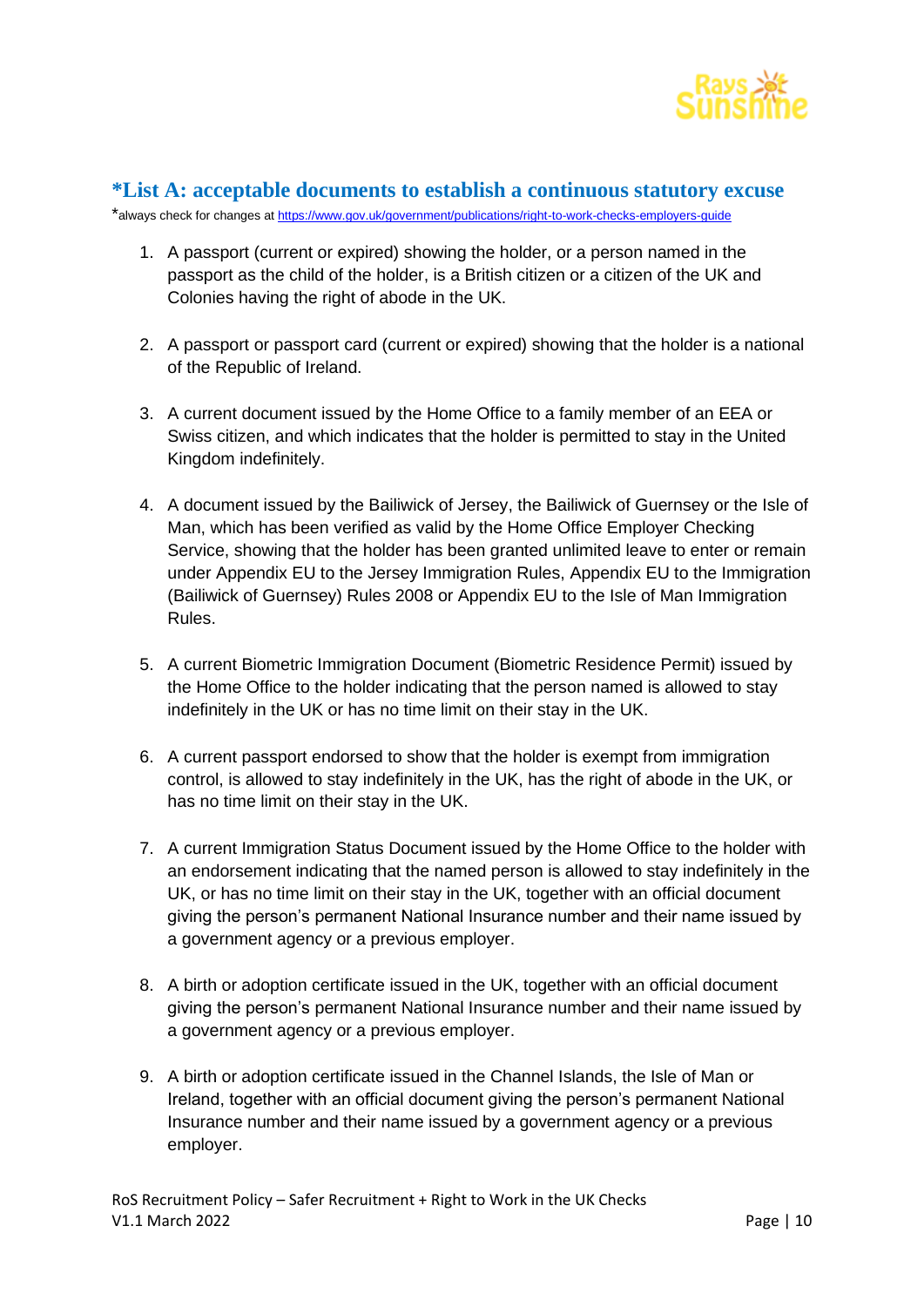## *List A: acceptable documents to establish a continuous statutory excuse

*always check for changes at https://www.gov.uk/government/publications/right-to-work-checks-employers-guide

1. A passport (current or expired) showing the holder, or a person named in the passport as the child of the holder, is a British citizen or a citizen of the UK and Colonies having the right of abode in the UK.

2. A passport or passport card (current or expired) showing that the holder is a national of the Republic of Ireland.

3. A current document issued by the Home Office to a family member of an EEA or Swiss citizen, and which indicates that the holder is permitted to stay in the United Kingdom indefinitely.

4. A document issued by the Bailiwick of Jersey, the Bailiwick of Guernsey or the Isle of Man, which has been verified as valid by the Home Office Employer Checking Service, showing that the holder has been granted unlimited leave to enter or remain under Appendix EU to the Jersey Immigration Rules, Appendix EU to the Immigration (Bailiwick of Guernsey) Rules 2008 or Appendix EU to the Isle of Man Immigration Rules.

5. A current Biometric Immigration Document (Biometric Residence Permit) issued by the Home Office to the holder indicating that the person named is allowed to stay indefinitely in the UK or has no time limit on their stay in the UK.

6. A current passport endorsed to show that the holder is exempt from immigration control, is allowed to stay indefinitely in the UK, has the right of abode in the UK, or has no time limit on their stay in the UK.

7. A current Immigration Status Document issued by the Home Office to the holder with an endorsement indicating that the named person is allowed to stay indefinitely in the UK, or has no time limit on their stay in the UK, together with an official document giving the person's permanent National Insurance number and their name issued by a government agency or a previous employer.

8. A birth or adoption certificate issued in the UK, together with an official document giving the person's permanent National Insurance number and their name issued by a government agency or a previous employer.

9. A birth or adoption certificate issued in the Channel Islands, the Isle of Man or Ireland, together with an official document giving the person's permanent National Insurance number and their name issued by a government agency or a previous employer.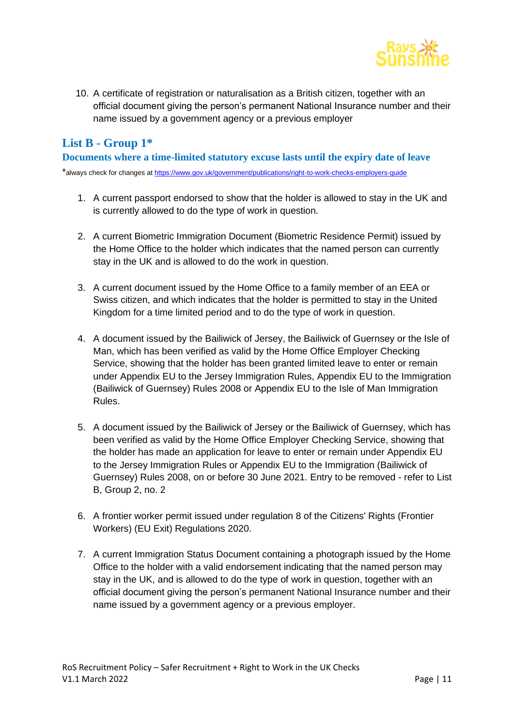10. A certificate of registration or naturalisation as a British citizen, together with an official document giving the person's permanent National Insurance number and their name issued by a government agency or a previous employer

## List B - Group 1*

### Documents where a time-limited statutory excuse lasts until the expiry date of leave

*always check for changes at https://www.gov.uk/government/publications/right-to-work-checks-employers-guide

1. A current passport endorsed to show that the holder is allowed to stay in the UK and is currently allowed to do the type of work in question.

2. A current Biometric Immigration Document (Biometric Residence Permit) issued by the Home Office to the holder which indicates that the named person can currently stay in the UK and is allowed to do the work in question.

3. A current document issued by the Home Office to a family member of an EEA or Swiss citizen, and which indicates that the holder is permitted to stay in the United Kingdom for a time limited period and to do the type of work in question.

4. A document issued by the Bailiwick of Jersey, the Bailiwick of Guernsey or the Isle of Man, which has been verified as valid by the Home Office Employer Checking Service, showing that the holder has been granted limited leave to enter or remain under Appendix EU to the Jersey Immigration Rules, Appendix EU to the Immigration (Bailiwick of Guernsey) Rules 2008 or Appendix EU to the Isle of Man Immigration Rules.

5. A document issued by the Bailiwick of Jersey or the Bailiwick of Guernsey, which has been verified as valid by the Home Office Employer Checking Service, showing that the holder has made an application for leave to enter or remain under Appendix EU to the Jersey Immigration Rules or Appendix EU to the Immigration (Bailiwick of Guernsey) Rules 2008, on or before 30 June 2021. Entry to be removed - refer to List B, Group 2, no. 2

6. A frontier worker permit issued under regulation 8 of the Citizens' Rights (Frontier Workers) (EU Exit) Regulations 2020.

7. A current Immigration Status Document containing a photograph issued by the Home Office to the holder with a valid endorsement indicating that the named person may stay in the UK, and is allowed to do the type of work in question, together with an official document giving the person's permanent National Insurance number and their name issued by a government agency or a previous employer.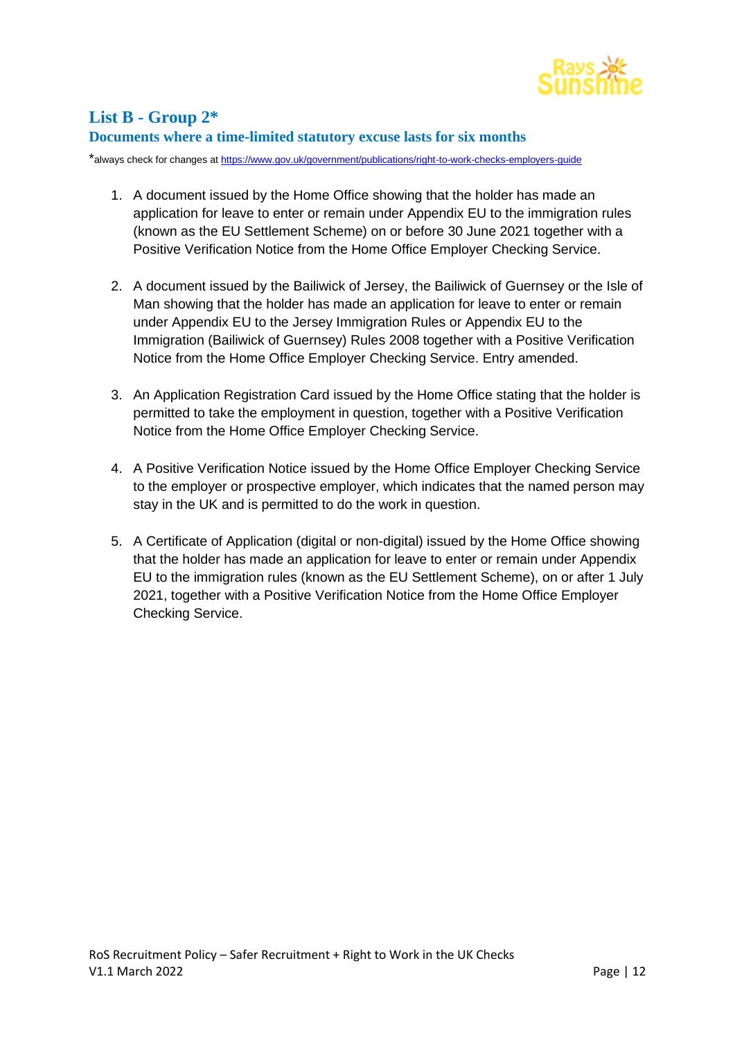## List B - Group 2*

### Documents where a time-limited statutory excuse lasts for six months

*always check for changes at https://www.gov.uk/government/publications/right-to-work-checks-employers-guide

1. A document issued by the Home Office showing that the holder has made an application for leave to enter or remain under Appendix EU to the immigration rules (known as the EU Settlement Scheme) on or before 30 June 2021 together with a Positive Verification Notice from the Home Office Employer Checking Service.

2. A document issued by the Bailiwick of Jersey, the Bailiwick of Guernsey or the Isle of Man showing that the holder has made an application for leave to enter or remain under Appendix EU to the Jersey Immigration Rules or Appendix EU to the Immigration (Bailiwick of Guernsey) Rules 2008 together with a Positive Verification Notice from the Home Office Employer Checking Service. Entry amended.

3. An Application Registration Card issued by the Home Office stating that the holder is permitted to take the employment in question, together with a Positive Verification Notice from the Home Office Employer Checking Service.

4. A Positive Verification Notice issued by the Home Office Employer Checking Service to the employer or prospective employer, which indicates that the named person may stay in the UK and is permitted to do the work in question.

5. A Certificate of Application (digital or non-digital) issued by the Home Office showing that the holder has made an application for leave to enter or remain under Appendix EU to the immigration rules (known as the EU Settlement Scheme), on or after 1 July 2021, together with a Positive Verification Notice from the Home Office Employer Checking Service.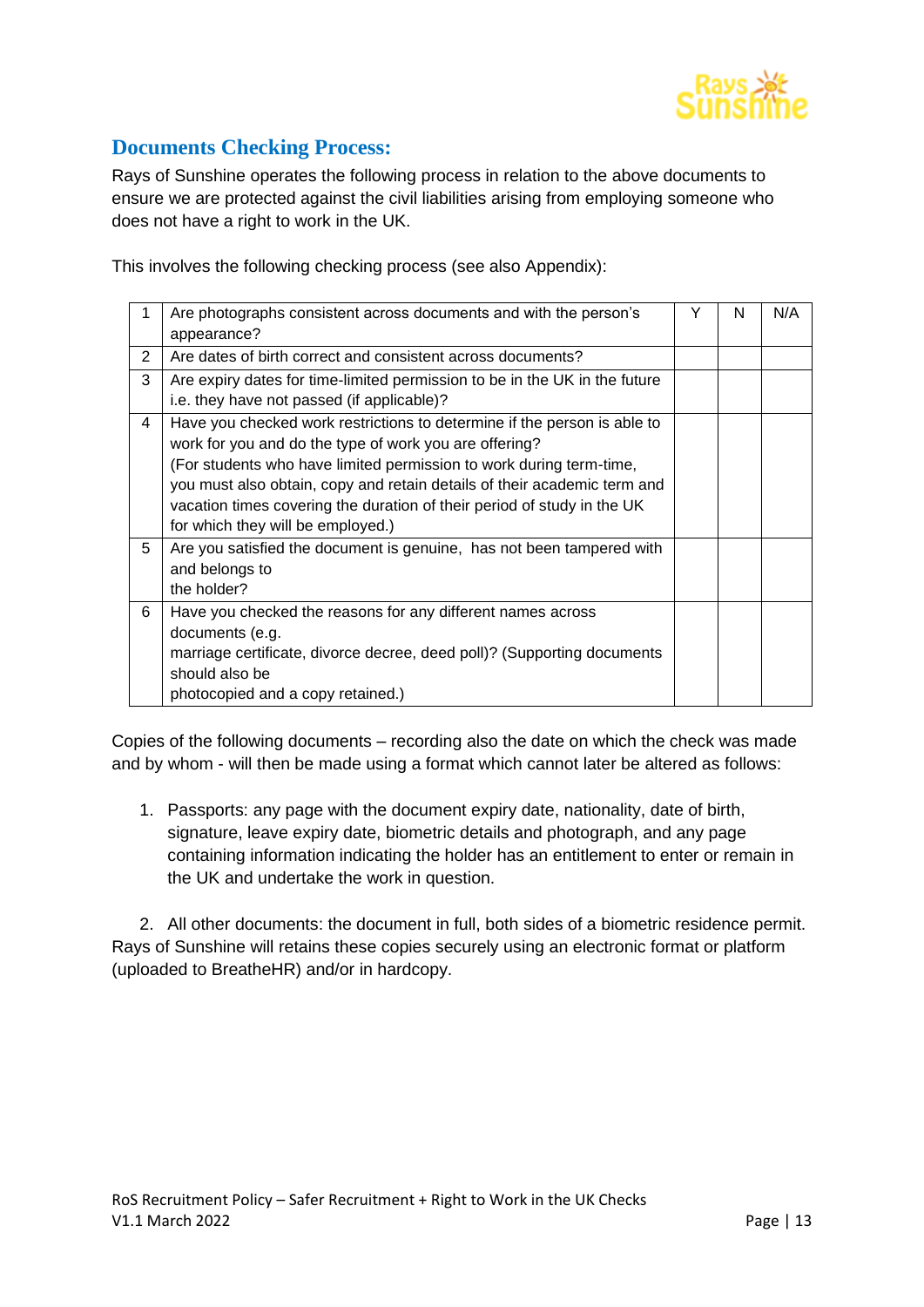## Documents Checking Process:

Rays of Sunshine operates the following process in relation to the above documents to ensure we are protected against the civil liabilities arising from employing someone who does not have a right to work in the UK.

This involves the following checking process (see also Appendix):

| | | Y | N | N/A |
|---|---|---|---|---|
| 1 | Are photographs consistent across documents and with the person's appearance? | | | |
| 2 | Are dates of birth correct and consistent across documents? | | | |
| 3 | Are expiry dates for time-limited permission to be in the UK in the future i.e. they have not passed (if applicable)? | | | |
| 4 | Have you checked work restrictions to determine if the person is able to work for you and do the type of work you are offering? (For students who have limited permission to work during term-time, you must also obtain, copy and retain details of their academic term and vacation times covering the duration of their period of study in the UK for which they will be employed.) | | | |
| 5 | Are you satisfied the document is genuine, has not been tampered with and belongs to the holder? | | | |
| 6 | Have you checked the reasons for any different names across documents (e.g. marriage certificate, divorce decree, deed poll)? (Supporting documents should also be photocopied and a copy retained.) | | | |

Copies of the following documents – recording also the date on which the check was made and by whom - will then be made using a format which cannot later be altered as follows:

1. Passports: any page with the document expiry date, nationality, date of birth, signature, leave expiry date, biometric details and photograph, and any page containing information indicating the holder has an entitlement to enter or remain in the UK and undertake the work in question.

2. All other documents: the document in full, both sides of a biometric residence permit. Rays of Sunshine will retains these copies securely using an electronic format or platform (uploaded to BreatheHR) and/or in hardcopy.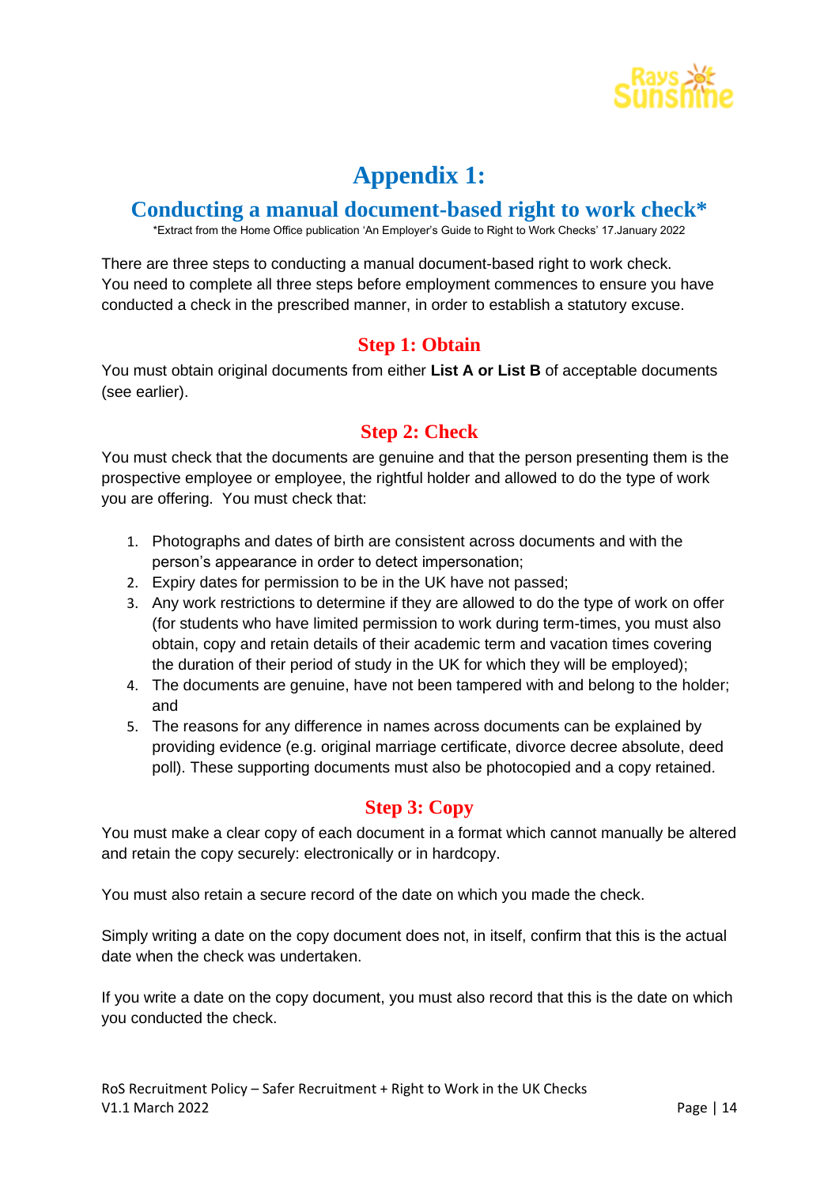# Appendix 1:

## Conducting a manual document-based right to work check*

*Extract from the Home Office publication 'An Employer's Guide to Right to Work Checks' 17.January 2022

There are three steps to conducting a manual document-based right to work check. You need to complete all three steps before employment commences to ensure you have conducted a check in the prescribed manner, in order to establish a statutory excuse.

### Step 1: Obtain

You must obtain original documents from either **List A or List B** of acceptable documents (see earlier).

### Step 2: Check

You must check that the documents are genuine and that the person presenting them is the prospective employee or employee, the rightful holder and allowed to do the type of work you are offering. You must check that:

1. Photographs and dates of birth are consistent across documents and with the person's appearance in order to detect impersonation;
2. Expiry dates for permission to be in the UK have not passed;
3. Any work restrictions to determine if they are allowed to do the type of work on offer (for students who have limited permission to work during term-times, you must also obtain, copy and retain details of their academic term and vacation times covering the duration of their period of study in the UK for which they will be employed);
4. The documents are genuine, have not been tampered with and belong to the holder; and
5. The reasons for any difference in names across documents can be explained by providing evidence (e.g. original marriage certificate, divorce decree absolute, deed poll). These supporting documents must also be photocopied and a copy retained.

### Step 3: Copy

You must make a clear copy of each document in a format which cannot manually be altered and retain the copy securely: electronically or in hardcopy.

You must also retain a secure record of the date on which you made the check.

Simply writing a date on the copy document does not, in itself, confirm that this is the actual date when the check was undertaken.

If you write a date on the copy document, you must also record that this is the date on which you conducted the check.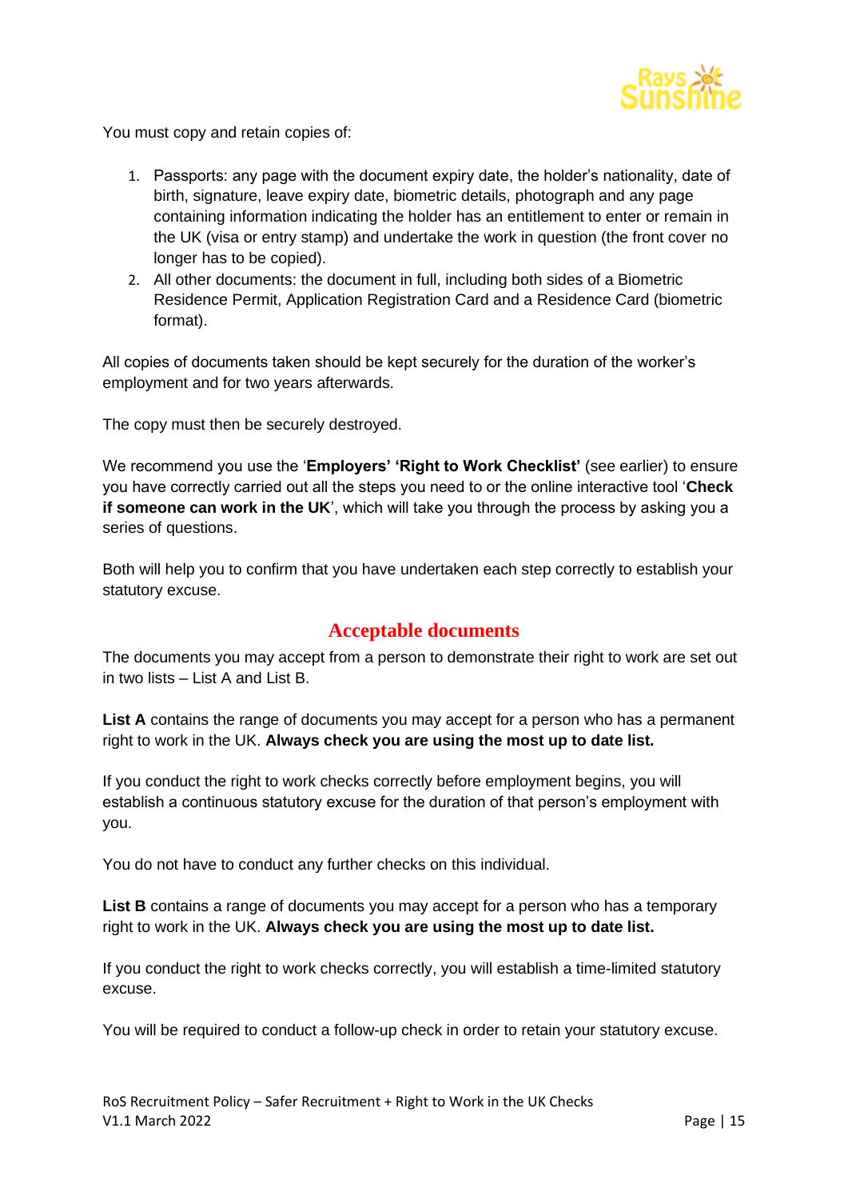You must copy and retain copies of:

1. Passports: any page with the document expiry date, the holder's nationality, date of birth, signature, leave expiry date, biometric details, photograph and any page containing information indicating the holder has an entitlement to enter or remain in the UK (visa or entry stamp) and undertake the work in question (the front cover no longer has to be copied).
2. All other documents: the document in full, including both sides of a Biometric Residence Permit, Application Registration Card and a Residence Card (biometric format).

All copies of documents taken should be kept securely for the duration of the worker's employment and for two years afterwards.

The copy must then be securely destroyed.

We recommend you use the '**Employers' 'Right to Work Checklist'** (see earlier) to ensure you have correctly carried out all the steps you need to or the online interactive tool '**Check if someone can work in the UK**', which will take you through the process by asking you a series of questions.

Both will help you to confirm that you have undertaken each step correctly to establish your statutory excuse.

## Acceptable documents

The documents you may accept from a person to demonstrate their right to work are set out in two lists – List A and List B.

**List A** contains the range of documents you may accept for a person who has a permanent right to work in the UK. **Always check you are using the most up to date list.**

If you conduct the right to work checks correctly before employment begins, you will establish a continuous statutory excuse for the duration of that person's employment with you.

You do not have to conduct any further checks on this individual.

**List B** contains a range of documents you may accept for a person who has a temporary right to work in the UK. **Always check you are using the most up to date list.**

If you conduct the right to work checks correctly, you will establish a time-limited statutory excuse.

You will be required to conduct a follow-up check in order to retain your statutory excuse.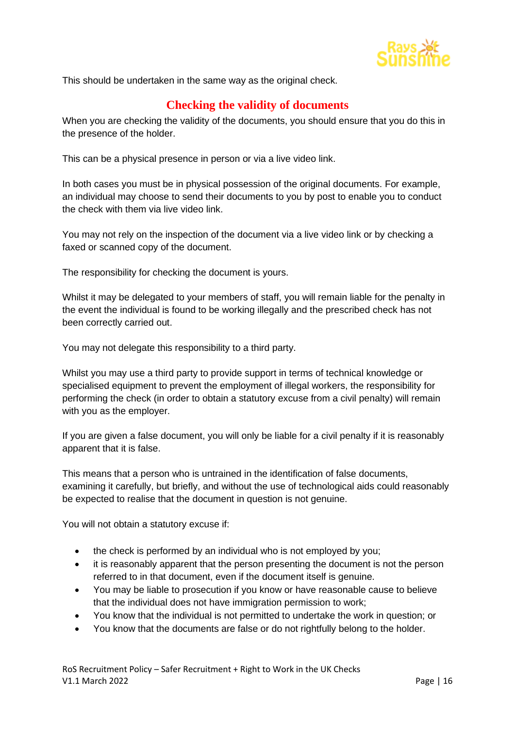This should be undertaken in the same way as the original check.

## Checking the validity of documents

When you are checking the validity of the documents, you should ensure that you do this in the presence of the holder.

This can be a physical presence in person or via a live video link.

In both cases you must be in physical possession of the original documents. For example, an individual may choose to send their documents to you by post to enable you to conduct the check with them via live video link.

You may not rely on the inspection of the document via a live video link or by checking a faxed or scanned copy of the document.

The responsibility for checking the document is yours.

Whilst it may be delegated to your members of staff, you will remain liable for the penalty in the event the individual is found to be working illegally and the prescribed check has not been correctly carried out.

You may not delegate this responsibility to a third party.

Whilst you may use a third party to provide support in terms of technical knowledge or specialised equipment to prevent the employment of illegal workers, the responsibility for performing the check (in order to obtain a statutory excuse from a civil penalty) will remain with you as the employer.

If you are given a false document, you will only be liable for a civil penalty if it is reasonably apparent that it is false.

This means that a person who is untrained in the identification of false documents, examining it carefully, but briefly, and without the use of technological aids could reasonably be expected to realise that the document in question is not genuine.

You will not obtain a statutory excuse if:

- the check is performed by an individual who is not employed by you;
- it is reasonably apparent that the person presenting the document is not the person referred to in that document, even if the document itself is genuine.
- You may be liable to prosecution if you know or have reasonable cause to believe that the individual does not have immigration permission to work;
- You know that the individual is not permitted to undertake the work in question; or
- You know that the documents are false or do not rightfully belong to the holder.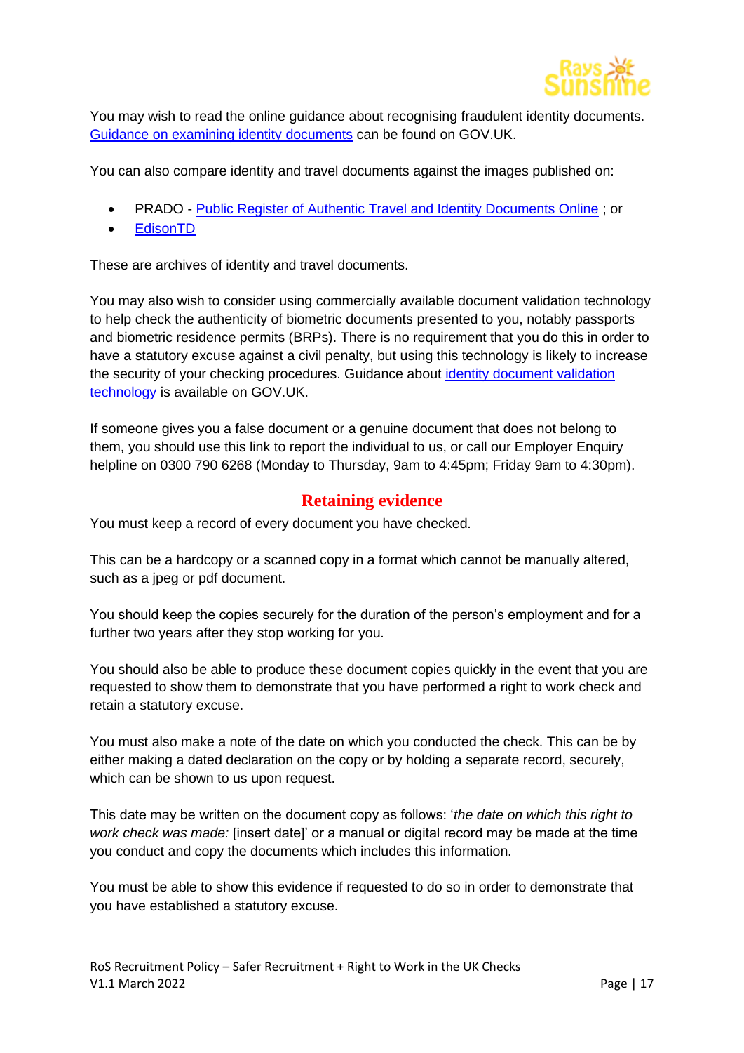You may wish to read the online guidance about recognising fraudulent identity documents. [Guidance on examining identity documents](#) can be found on GOV.UK.

You can also compare identity and travel documents against the images published on:

- PRADO - [Public Register of Authentic Travel and Identity Documents Online](#) ; or
- [EdisonTD](#)

These are archives of identity and travel documents.

You may also wish to consider using commercially available document validation technology to help check the authenticity of biometric documents presented to you, notably passports and biometric residence permits (BRPs). There is no requirement that you do this in order to have a statutory excuse against a civil penalty, but using this technology is likely to increase the security of your checking procedures. Guidance about [identity document validation technology](#) is available on GOV.UK.

If someone gives you a false document or a genuine document that does not belong to them, you should use this link to report the individual to us, or call our Employer Enquiry helpline on 0300 790 6268 (Monday to Thursday, 9am to 4:45pm; Friday 9am to 4:30pm).

## Retaining evidence

You must keep a record of every document you have checked.

This can be a hardcopy or a scanned copy in a format which cannot be manually altered, such as a jpeg or pdf document.

You should keep the copies securely for the duration of the person's employment and for a further two years after they stop working for you.

You should also be able to produce these document copies quickly in the event that you are requested to show them to demonstrate that you have performed a right to work check and retain a statutory excuse.

You must also make a note of the date on which you conducted the check. This can be by either making a dated declaration on the copy or by holding a separate record, securely, which can be shown to us upon request.

This date may be written on the document copy as follows: '*the date on which this right to work check was made:* [insert date]' or a manual or digital record may be made at the time you conduct and copy the documents which includes this information.

You must be able to show this evidence if requested to do so in order to demonstrate that you have established a statutory excuse.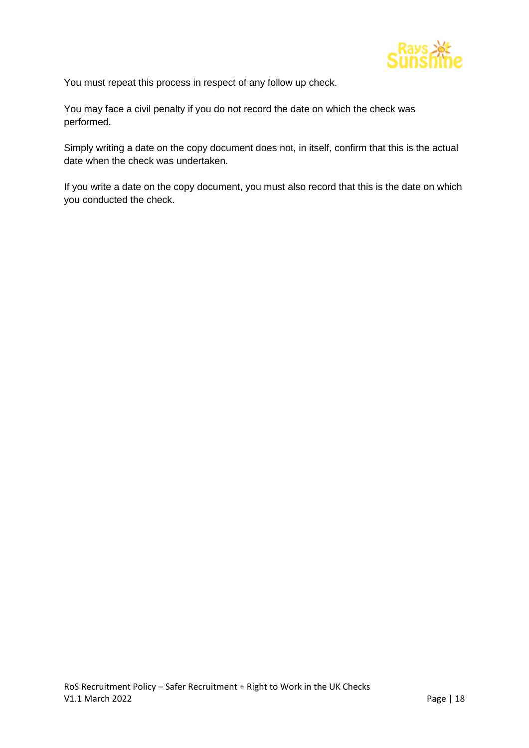You must repeat this process in respect of any follow up check.

You may face a civil penalty if you do not record the date on which the check was performed.

Simply writing a date on the copy document does not, in itself, confirm that this is the actual date when the check was undertaken.

If you write a date on the copy document, you must also record that this is the date on which you conducted the check.